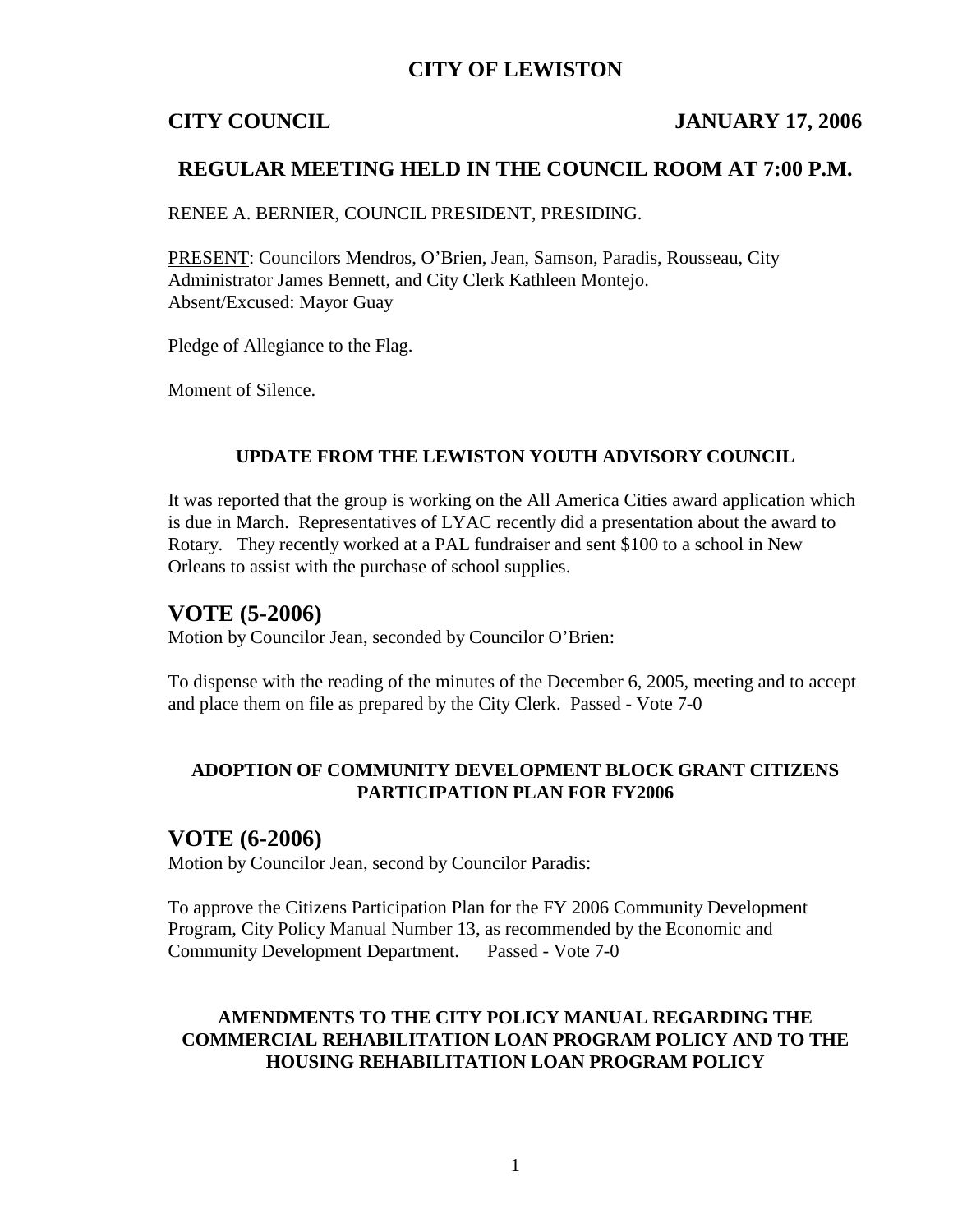# CITY OF LEWISTON

**CITY COUNCIL JANUARY 17, 2006**

## REGULAR MEETING HELD IN THE COUNCIL ROOM AT 7:00 P.M.

RENEE A. BERNIER, COUNCIL PRESIDENT, PRESIDING.

PRESENT: Councilors Mendros, O'Brien, Jean, Samson, Paradis, Rousseau, City Administrator James Bennett, and City Clerk Kathleen Montejo.
Absent/Excused: Mayor Guay

Pledge of Allegiance to the Flag.

Moment of Silence.

### UPDATE FROM THE LEWISTON YOUTH ADVISORY COUNCIL

It was reported that the group is working on the All America Cities award application which is due in March. Representatives of LYAC recently did a presentation about the award to Rotary. They recently worked at a PAL fundraiser and sent $100 to a school in New Orleans to assist with the purchase of school supplies.

## VOTE (5-2006)

Motion by Councilor Jean, seconded by Councilor O'Brien:

To dispense with the reading of the minutes of the December 6, 2005, meeting and to accept and place them on file as prepared by the City Clerk. Passed - Vote 7-0

### ADOPTION OF COMMUNITY DEVELOPMENT BLOCK GRANT CITIZENS PARTICIPATION PLAN FOR FY2006

## VOTE (6-2006)

Motion by Councilor Jean, second by Councilor Paradis:

To approve the Citizens Participation Plan for the FY 2006 Community Development Program, City Policy Manual Number 13, as recommended by the Economic and Community Development Department. Passed - Vote 7-0

### AMENDMENTS TO THE CITY POLICY MANUAL REGARDING THE COMMERCIAL REHABILITATION LOAN PROGRAM POLICY AND TO THE HOUSING REHABILITATION LOAN PROGRAM POLICY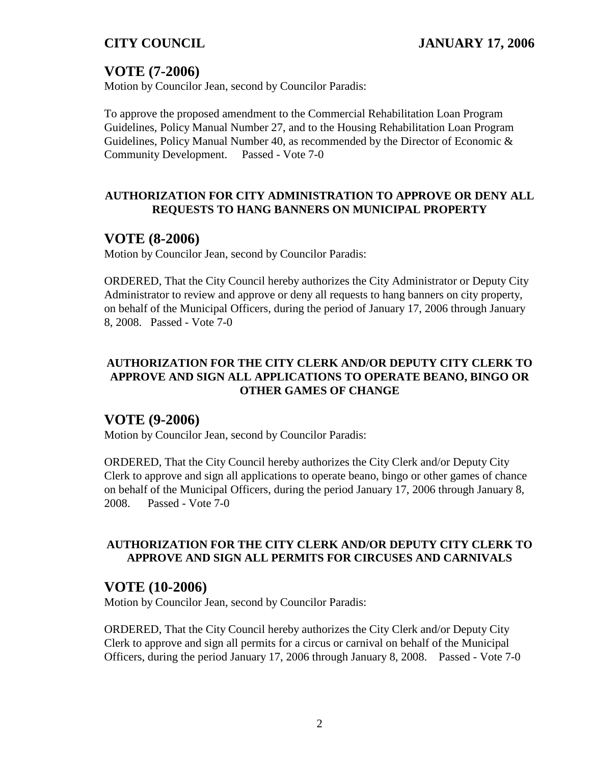## VOTE (7-2006)

Motion by Councilor Jean, second by Councilor Paradis:

To approve the proposed amendment to the Commercial Rehabilitation Loan Program Guidelines, Policy Manual Number 27, and to the Housing Rehabilitation Loan Program Guidelines, Policy Manual Number 40, as recommended by the Director of Economic & Community Development. Passed - Vote 7-0

### AUTHORIZATION FOR CITY ADMINISTRATION TO APPROVE OR DENY ALL REQUESTS TO HANG BANNERS ON MUNICIPAL PROPERTY

## VOTE (8-2006)

Motion by Councilor Jean, second by Councilor Paradis:

ORDERED, That the City Council hereby authorizes the City Administrator or Deputy City Administrator to review and approve or deny all requests to hang banners on city property, on behalf of the Municipal Officers, during the period of January 17, 2006 through January 8, 2008. Passed - Vote 7-0

### AUTHORIZATION FOR THE CITY CLERK AND/OR DEPUTY CITY CLERK TO APPROVE AND SIGN ALL APPLICATIONS TO OPERATE BEANO, BINGO OR OTHER GAMES OF CHANGE

## VOTE (9-2006)

Motion by Councilor Jean, second by Councilor Paradis:

ORDERED, That the City Council hereby authorizes the City Clerk and/or Deputy City Clerk to approve and sign all applications to operate beano, bingo or other games of chance on behalf of the Municipal Officers, during the period January 17, 2006 through January 8, 2008. Passed - Vote 7-0

### AUTHORIZATION FOR THE CITY CLERK AND/OR DEPUTY CITY CLERK TO APPROVE AND SIGN ALL PERMITS FOR CIRCUSES AND CARNIVALS

## VOTE (10-2006)

Motion by Councilor Jean, second by Councilor Paradis:

ORDERED, That the City Council hereby authorizes the City Clerk and/or Deputy City Clerk to approve and sign all permits for a circus or carnival on behalf of the Municipal Officers, during the period January 17, 2006 through January 8, 2008. Passed - Vote 7-0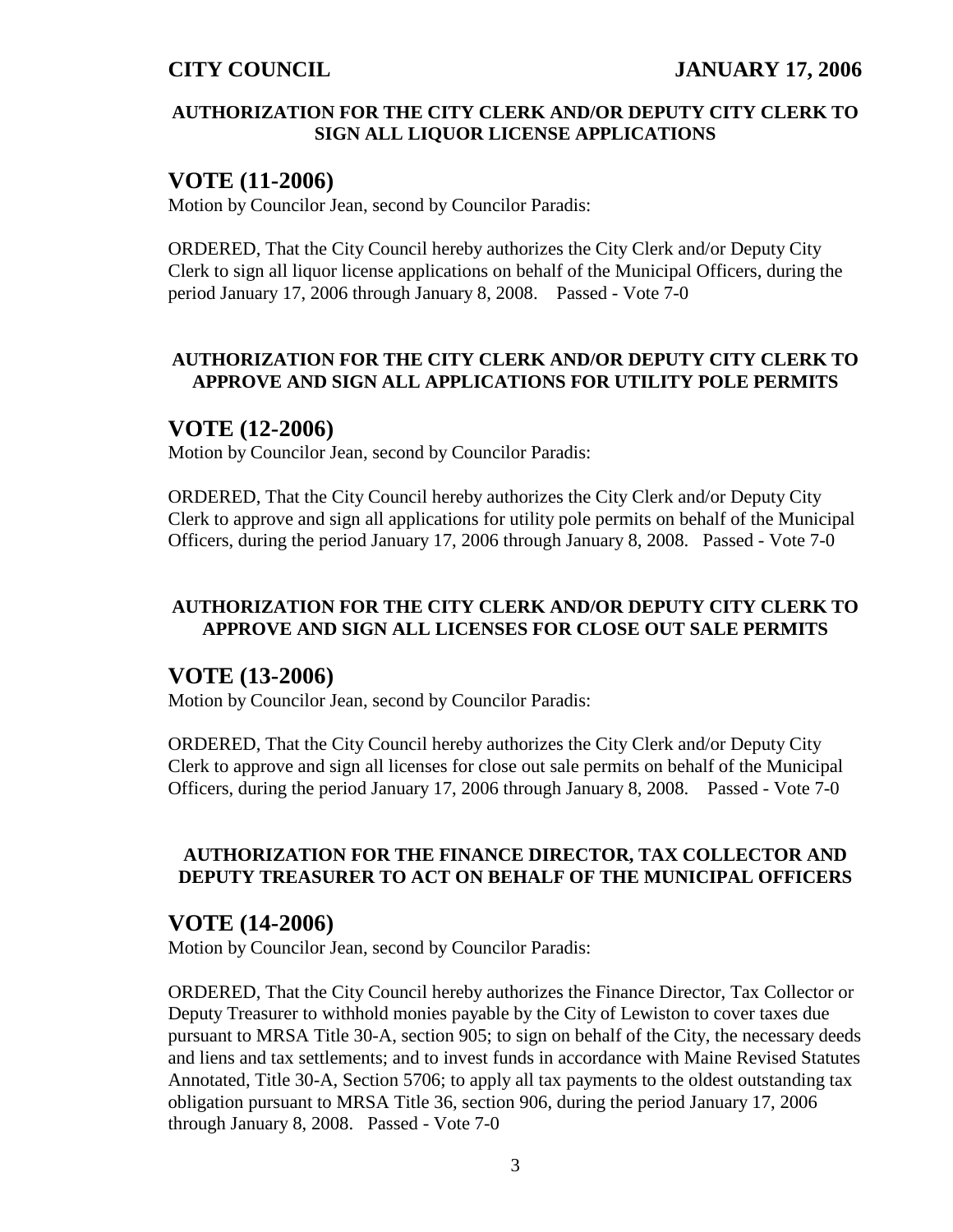**AUTHORIZATION FOR THE CITY CLERK AND/OR DEPUTY CITY CLERK TO SIGN ALL LIQUOR LICENSE APPLICATIONS**

## VOTE (11-2006)

Motion by Councilor Jean, second by Councilor Paradis:

ORDERED, That the City Council hereby authorizes the City Clerk and/or Deputy City Clerk to sign all liquor license applications on behalf of the Municipal Officers, during the period January 17, 2006 through January 8, 2008. Passed - Vote 7-0

**AUTHORIZATION FOR THE CITY CLERK AND/OR DEPUTY CITY CLERK TO APPROVE AND SIGN ALL APPLICATIONS FOR UTILITY POLE PERMITS**

## VOTE (12-2006)

Motion by Councilor Jean, second by Councilor Paradis:

ORDERED, That the City Council hereby authorizes the City Clerk and/or Deputy City Clerk to approve and sign all applications for utility pole permits on behalf of the Municipal Officers, during the period January 17, 2006 through January 8, 2008. Passed - Vote 7-0

**AUTHORIZATION FOR THE CITY CLERK AND/OR DEPUTY CITY CLERK TO APPROVE AND SIGN ALL LICENSES FOR CLOSE OUT SALE PERMITS**

## VOTE (13-2006)

Motion by Councilor Jean, second by Councilor Paradis:

ORDERED, That the City Council hereby authorizes the City Clerk and/or Deputy City Clerk to approve and sign all licenses for close out sale permits on behalf of the Municipal Officers, during the period January 17, 2006 through January 8, 2008. Passed - Vote 7-0

**AUTHORIZATION FOR THE FINANCE DIRECTOR, TAX COLLECTOR AND DEPUTY TREASURER TO ACT ON BEHALF OF THE MUNICIPAL OFFICERS**

## VOTE (14-2006)

Motion by Councilor Jean, second by Councilor Paradis:

ORDERED, That the City Council hereby authorizes the Finance Director, Tax Collector or Deputy Treasurer to withhold monies payable by the City of Lewiston to cover taxes due pursuant to MRSA Title 30-A, section 905; to sign on behalf of the City, the necessary deeds and liens and tax settlements; and to invest funds in accordance with Maine Revised Statutes Annotated, Title 30-A, Section 5706; to apply all tax payments to the oldest outstanding tax obligation pursuant to MRSA Title 36, section 906, during the period January 17, 2006 through January 8, 2008. Passed - Vote 7-0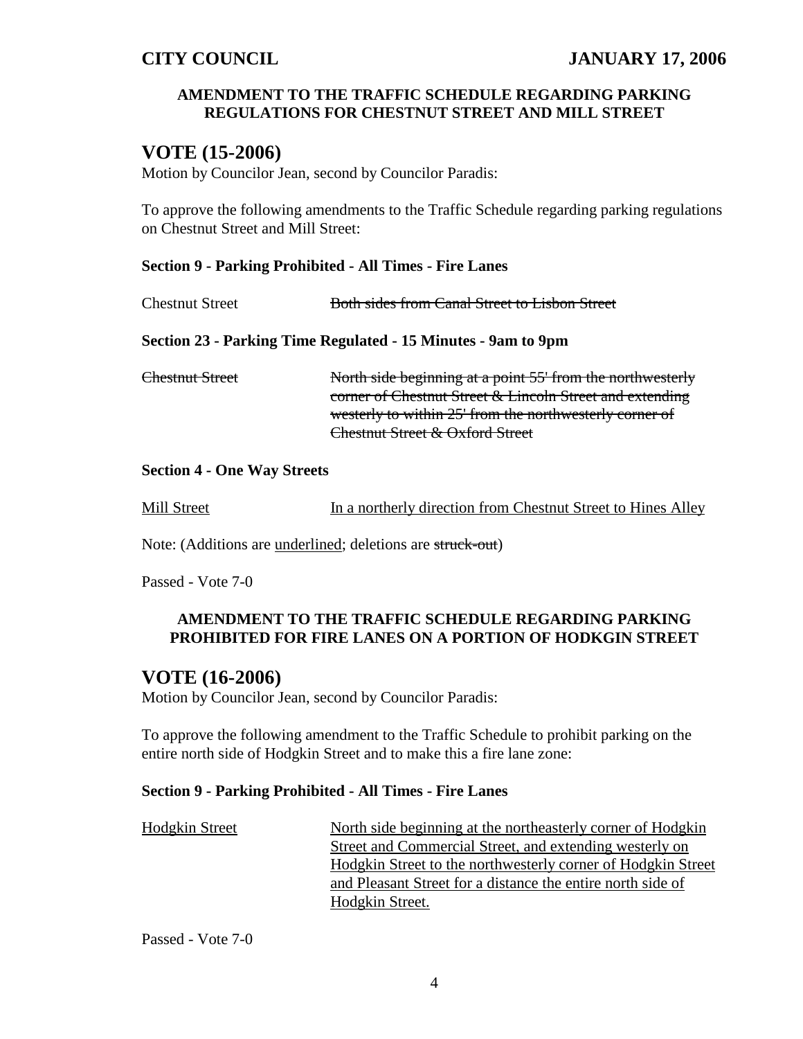**AMENDMENT TO THE TRAFFIC SCHEDULE REGARDING PARKING REGULATIONS FOR CHESTNUT STREET AND MILL STREET**

## VOTE (15-2006)

Motion by Councilor Jean, second by Councilor Paradis:

To approve the following amendments to the Traffic Schedule regarding parking regulations on Chestnut Street and Mill Street:

**Section 9 - Parking Prohibited - All Times - Fire Lanes**

| Street | Description |
| --- | --- |
| Chestnut Street | ~~Both sides from Canal Street to Lisbon Street~~ |

**Section 23 - Parking Time Regulated - 15 Minutes - 9am to 9pm**

| Street | Description |
| --- | --- |
| ~~Chestnut Street~~ | ~~North side beginning at a point 55' from the northwesterly corner of Chestnut Street & Lincoln Street and extending westerly to within 25' from the northwesterly corner of Chestnut Street & Oxford Street~~ |

**Section 4 - One Way Streets**

| Street | Description |
| --- | --- |
| <u>Mill Street</u> | <u>In a northerly direction from Chestnut Street to Hines Alley</u> |

Note: (Additions are <u>underlined</u>; deletions are ~~struck-out~~)

Passed - Vote 7-0

**AMENDMENT TO THE TRAFFIC SCHEDULE REGARDING PARKING PROHIBITED FOR FIRE LANES ON A PORTION OF HODKGIN STREET**

## VOTE (16-2006)

Motion by Councilor Jean, second by Councilor Paradis:

To approve the following amendment to the Traffic Schedule to prohibit parking on the entire north side of Hodgkin Street and to make this a fire lane zone:

**Section 9 - Parking Prohibited - All Times - Fire Lanes**

| Street | Description |
| --- | --- |
| <u>Hodgkin Street</u> | <u>North side beginning at the northeasterly corner of Hodgkin Street and Commercial Street, and extending westerly on Hodgkin Street to the northwesterly corner of Hodgkin Street and Pleasant Street for a distance the entire north side of Hodgkin Street.</u> |

Passed - Vote 7-0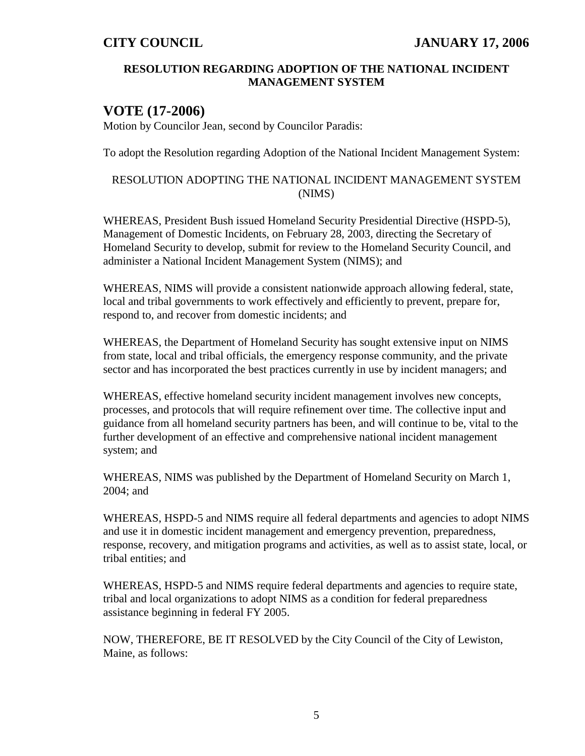**RESOLUTION REGARDING ADOPTION OF THE NATIONAL INCIDENT MANAGEMENT SYSTEM**

## VOTE (17-2006)

Motion by Councilor Jean, second by Councilor Paradis:

To adopt the Resolution regarding Adoption of the National Incident Management System:

RESOLUTION ADOPTING THE NATIONAL INCIDENT MANAGEMENT SYSTEM (NIMS)

WHEREAS, President Bush issued Homeland Security Presidential Directive (HSPD-5), Management of Domestic Incidents, on February 28, 2003, directing the Secretary of Homeland Security to develop, submit for review to the Homeland Security Council, and administer a National Incident Management System (NIMS); and

WHEREAS, NIMS will provide a consistent nationwide approach allowing federal, state, local and tribal governments to work effectively and efficiently to prevent, prepare for, respond to, and recover from domestic incidents; and

WHEREAS, the Department of Homeland Security has sought extensive input on NIMS from state, local and tribal officials, the emergency response community, and the private sector and has incorporated the best practices currently in use by incident managers; and

WHEREAS, effective homeland security incident management involves new concepts, processes, and protocols that will require refinement over time. The collective input and guidance from all homeland security partners has been, and will continue to be, vital to the further development of an effective and comprehensive national incident management system; and

WHEREAS, NIMS was published by the Department of Homeland Security on March 1, 2004; and

WHEREAS, HSPD-5 and NIMS require all federal departments and agencies to adopt NIMS and use it in domestic incident management and emergency prevention, preparedness, response, recovery, and mitigation programs and activities, as well as to assist state, local, or tribal entities; and

WHEREAS, HSPD-5 and NIMS require federal departments and agencies to require state, tribal and local organizations to adopt NIMS as a condition for federal preparedness assistance beginning in federal FY 2005.

NOW, THEREFORE, BE IT RESOLVED by the City Council of the City of Lewiston, Maine, as follows: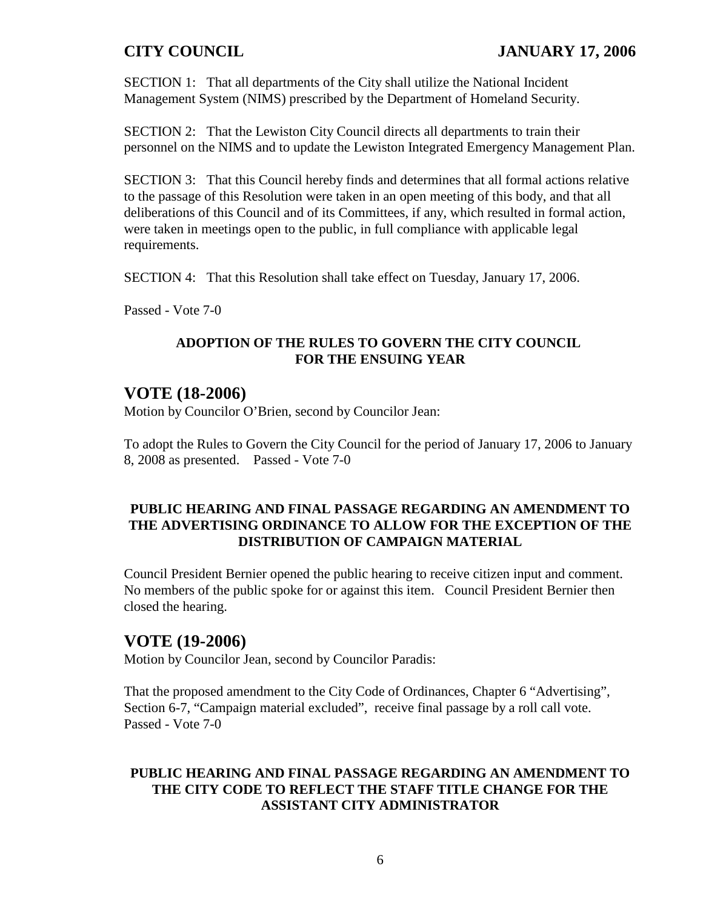SECTION 1: That all departments of the City shall utilize the National Incident Management System (NIMS) prescribed by the Department of Homeland Security.

SECTION 2: That the Lewiston City Council directs all departments to train their personnel on the NIMS and to update the Lewiston Integrated Emergency Management Plan.

SECTION 3: That this Council hereby finds and determines that all formal actions relative to the passage of this Resolution were taken in an open meeting of this body, and that all deliberations of this Council and of its Committees, if any, which resulted in formal action, were taken in meetings open to the public, in full compliance with applicable legal requirements.

SECTION 4: That this Resolution shall take effect on Tuesday, January 17, 2006.

Passed - Vote 7-0

**ADOPTION OF THE RULES TO GOVERN THE CITY COUNCIL FOR THE ENSUING YEAR**

## VOTE (18-2006)

Motion by Councilor O'Brien, second by Councilor Jean:

To adopt the Rules to Govern the City Council for the period of January 17, 2006 to January 8, 2008 as presented. Passed - Vote 7-0

**PUBLIC HEARING AND FINAL PASSAGE REGARDING AN AMENDMENT TO THE ADVERTISING ORDINANCE TO ALLOW FOR THE EXCEPTION OF THE DISTRIBUTION OF CAMPAIGN MATERIAL**

Council President Bernier opened the public hearing to receive citizen input and comment. No members of the public spoke for or against this item. Council President Bernier then closed the hearing.

## VOTE (19-2006)

Motion by Councilor Jean, second by Councilor Paradis:

That the proposed amendment to the City Code of Ordinances, Chapter 6 "Advertising", Section 6-7, "Campaign material excluded", receive final passage by a roll call vote. Passed - Vote 7-0

**PUBLIC HEARING AND FINAL PASSAGE REGARDING AN AMENDMENT TO THE CITY CODE TO REFLECT THE STAFF TITLE CHANGE FOR THE ASSISTANT CITY ADMINISTRATOR**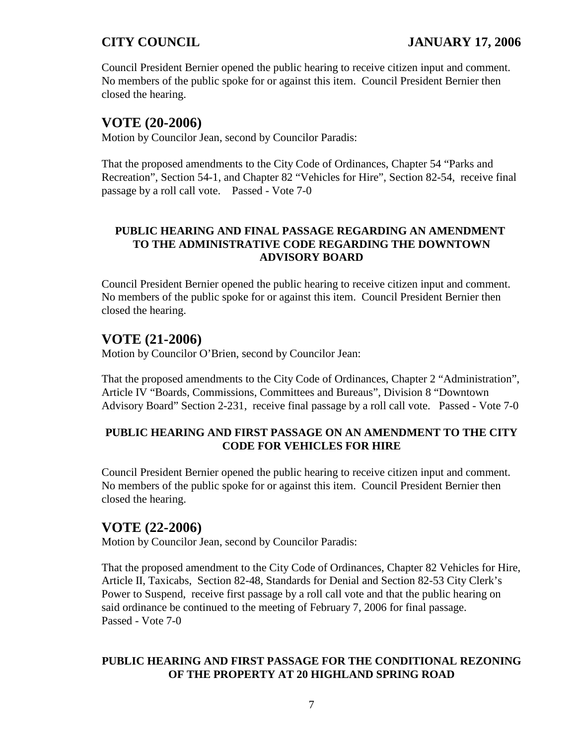Council President Bernier opened the public hearing to receive citizen input and comment. No members of the public spoke for or against this item. Council President Bernier then closed the hearing.

## VOTE (20-2006)

Motion by Councilor Jean, second by Councilor Paradis:

That the proposed amendments to the City Code of Ordinances, Chapter 54 "Parks and Recreation", Section 54-1, and Chapter 82 "Vehicles for Hire", Section 82-54, receive final passage by a roll call vote. Passed - Vote 7-0

### PUBLIC HEARING AND FINAL PASSAGE REGARDING AN AMENDMENT TO THE ADMINISTRATIVE CODE REGARDING THE DOWNTOWN ADVISORY BOARD

Council President Bernier opened the public hearing to receive citizen input and comment. No members of the public spoke for or against this item. Council President Bernier then closed the hearing.

## VOTE (21-2006)

Motion by Councilor O'Brien, second by Councilor Jean:

That the proposed amendments to the City Code of Ordinances, Chapter 2 "Administration", Article IV "Boards, Commissions, Committees and Bureaus", Division 8 "Downtown Advisory Board" Section 2-231, receive final passage by a roll call vote. Passed - Vote 7-0

### PUBLIC HEARING AND FIRST PASSAGE ON AN AMENDMENT TO THE CITY CODE FOR VEHICLES FOR HIRE

Council President Bernier opened the public hearing to receive citizen input and comment. No members of the public spoke for or against this item. Council President Bernier then closed the hearing.

## VOTE (22-2006)

Motion by Councilor Jean, second by Councilor Paradis:

That the proposed amendment to the City Code of Ordinances, Chapter 82 Vehicles for Hire, Article II, Taxicabs, Section 82-48, Standards for Denial and Section 82-53 City Clerk's Power to Suspend, receive first passage by a roll call vote and that the public hearing on said ordinance be continued to the meeting of February 7, 2006 for final passage.
Passed - Vote 7-0

### PUBLIC HEARING AND FIRST PASSAGE FOR THE CONDITIONAL REZONING OF THE PROPERTY AT 20 HIGHLAND SPRING ROAD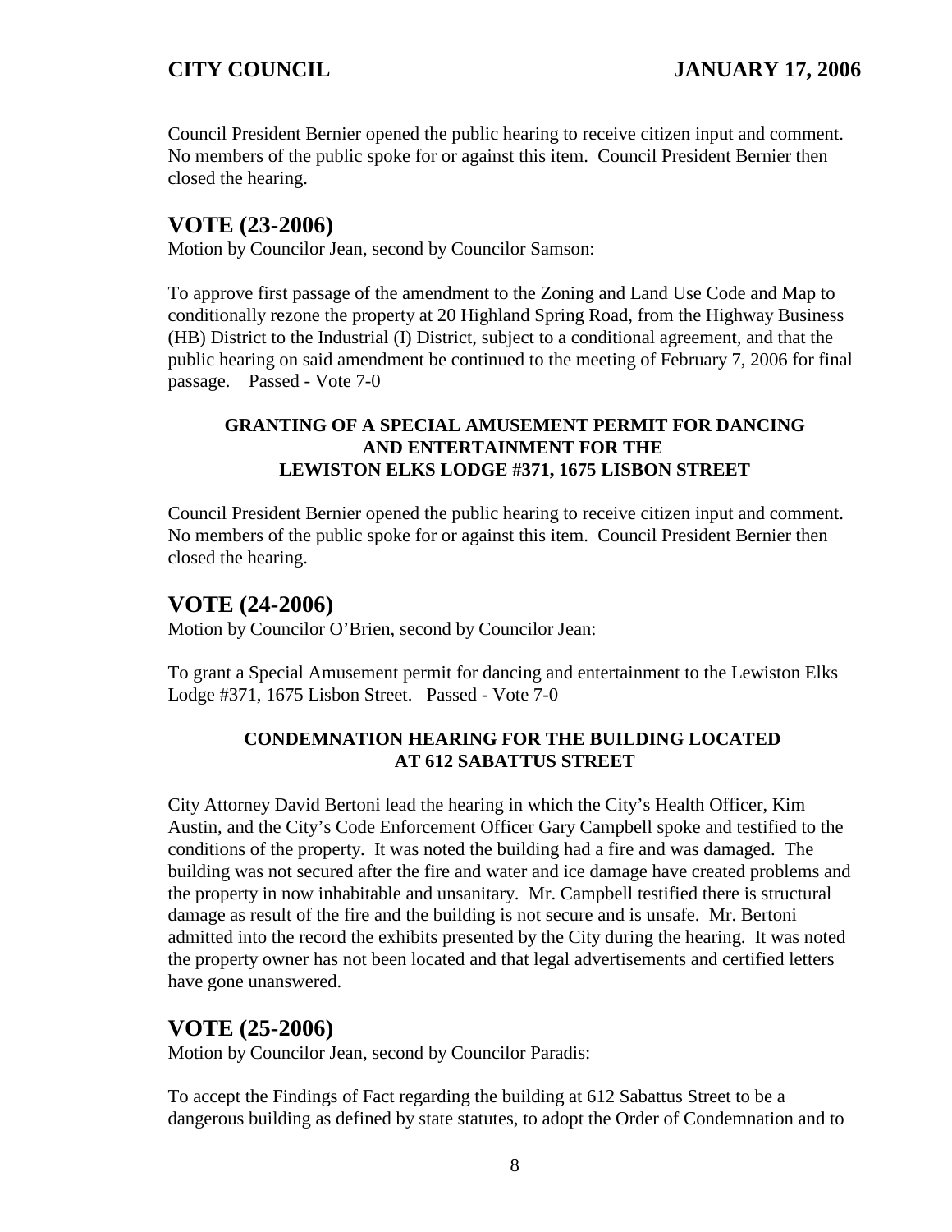Council President Bernier opened the public hearing to receive citizen input and comment. No members of the public spoke for or against this item. Council President Bernier then closed the hearing.

## VOTE (23-2006)

Motion by Councilor Jean, second by Councilor Samson:

To approve first passage of the amendment to the Zoning and Land Use Code and Map to conditionally rezone the property at 20 Highland Spring Road, from the Highway Business (HB) District to the Industrial (I) District, subject to a conditional agreement, and that the public hearing on said amendment be continued to the meeting of February 7, 2006 for final passage. Passed - Vote 7-0

### GRANTING OF A SPECIAL AMUSEMENT PERMIT FOR DANCING AND ENTERTAINMENT FOR THE LEWISTON ELKS LODGE #371, 1675 LISBON STREET

Council President Bernier opened the public hearing to receive citizen input and comment. No members of the public spoke for or against this item. Council President Bernier then closed the hearing.

## VOTE (24-2006)

Motion by Councilor O'Brien, second by Councilor Jean:

To grant a Special Amusement permit for dancing and entertainment to the Lewiston Elks Lodge #371, 1675 Lisbon Street. Passed - Vote 7-0

### CONDEMNATION HEARING FOR THE BUILDING LOCATED AT 612 SABATTUS STREET

City Attorney David Bertoni lead the hearing in which the City's Health Officer, Kim Austin, and the City's Code Enforcement Officer Gary Campbell spoke and testified to the conditions of the property. It was noted the building had a fire and was damaged. The building was not secured after the fire and water and ice damage have created problems and the property in now inhabitable and unsanitary. Mr. Campbell testified there is structural damage as result of the fire and the building is not secure and is unsafe. Mr. Bertoni admitted into the record the exhibits presented by the City during the hearing. It was noted the property owner has not been located and that legal advertisements and certified letters have gone unanswered.

## VOTE (25-2006)

Motion by Councilor Jean, second by Councilor Paradis:

To accept the Findings of Fact regarding the building at 612 Sabattus Street to be a dangerous building as defined by state statutes, to adopt the Order of Condemnation and to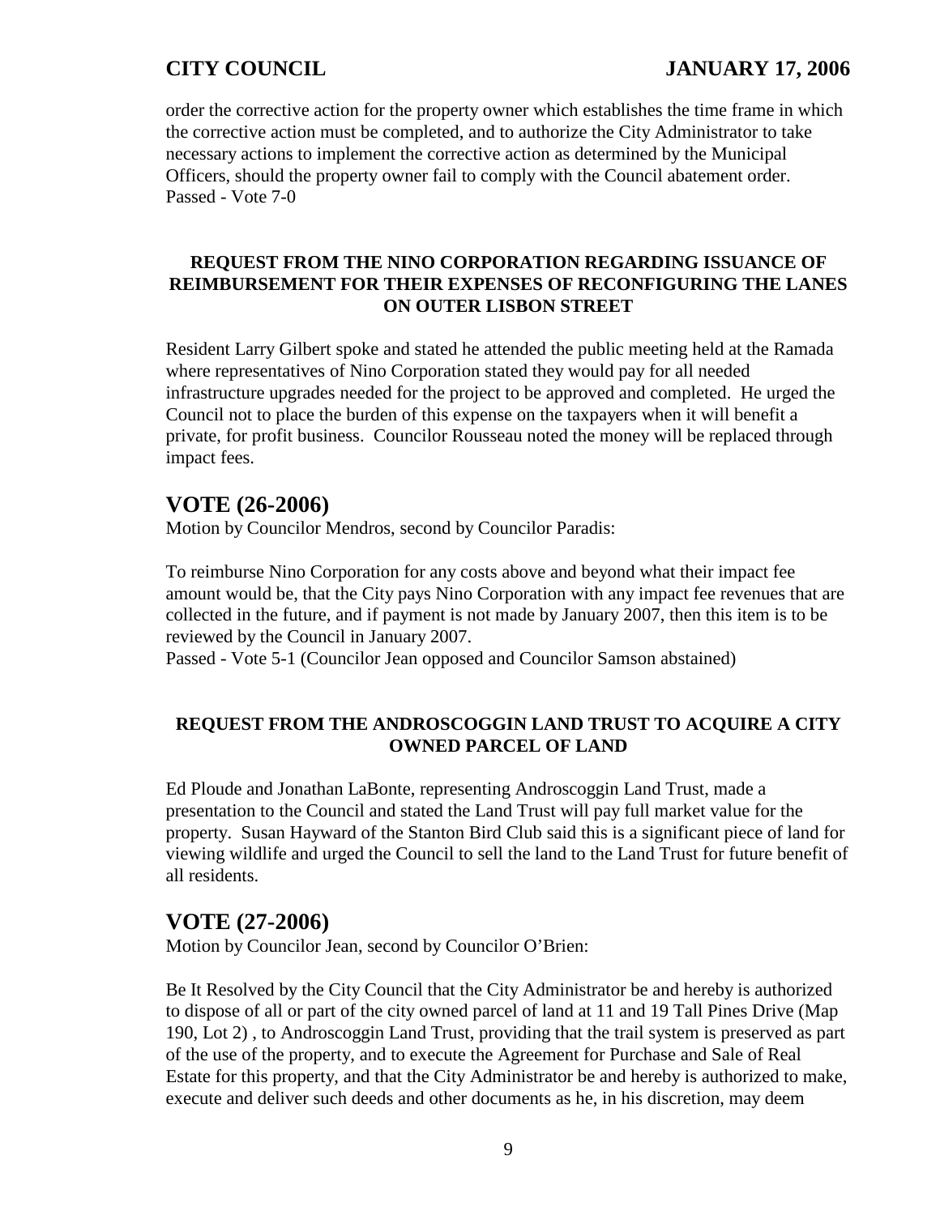order the corrective action for the property owner which establishes the time frame in which the corrective action must be completed, and to authorize the City Administrator to take necessary actions to implement the corrective action as determined by the Municipal Officers, should the property owner fail to comply with the Council abatement order.
Passed - Vote 7-0

**REQUEST FROM THE NINO CORPORATION REGARDING ISSUANCE OF REIMBURSEMENT FOR THEIR EXPENSES OF RECONFIGURING THE LANES ON OUTER LISBON STREET**

Resident Larry Gilbert spoke and stated he attended the public meeting held at the Ramada where representatives of Nino Corporation stated they would pay for all needed infrastructure upgrades needed for the project to be approved and completed. He urged the Council not to place the burden of this expense on the taxpayers when it will benefit a private, for profit business. Councilor Rousseau noted the money will be replaced through impact fees.

## VOTE (26-2006)

Motion by Councilor Mendros, second by Councilor Paradis:

To reimburse Nino Corporation for any costs above and beyond what their impact fee amount would be, that the City pays Nino Corporation with any impact fee revenues that are collected in the future, and if payment is not made by January 2007, then this item is to be reviewed by the Council in January 2007.
Passed - Vote 5-1 (Councilor Jean opposed and Councilor Samson abstained)

**REQUEST FROM THE ANDROSCOGGIN LAND TRUST TO ACQUIRE A CITY OWNED PARCEL OF LAND**

Ed Ploude and Jonathan LaBonte, representing Androscoggin Land Trust, made a presentation to the Council and stated the Land Trust will pay full market value for the property. Susan Hayward of the Stanton Bird Club said this is a significant piece of land for viewing wildlife and urged the Council to sell the land to the Land Trust for future benefit of all residents.

## VOTE (27-2006)

Motion by Councilor Jean, second by Councilor O'Brien:

Be It Resolved by the City Council that the City Administrator be and hereby is authorized to dispose of all or part of the city owned parcel of land at 11 and 19 Tall Pines Drive (Map 190, Lot 2) , to Androscoggin Land Trust, providing that the trail system is preserved as part of the use of the property, and to execute the Agreement for Purchase and Sale of Real Estate for this property, and that the City Administrator be and hereby is authorized to make, execute and deliver such deeds and other documents as he, in his discretion, may deem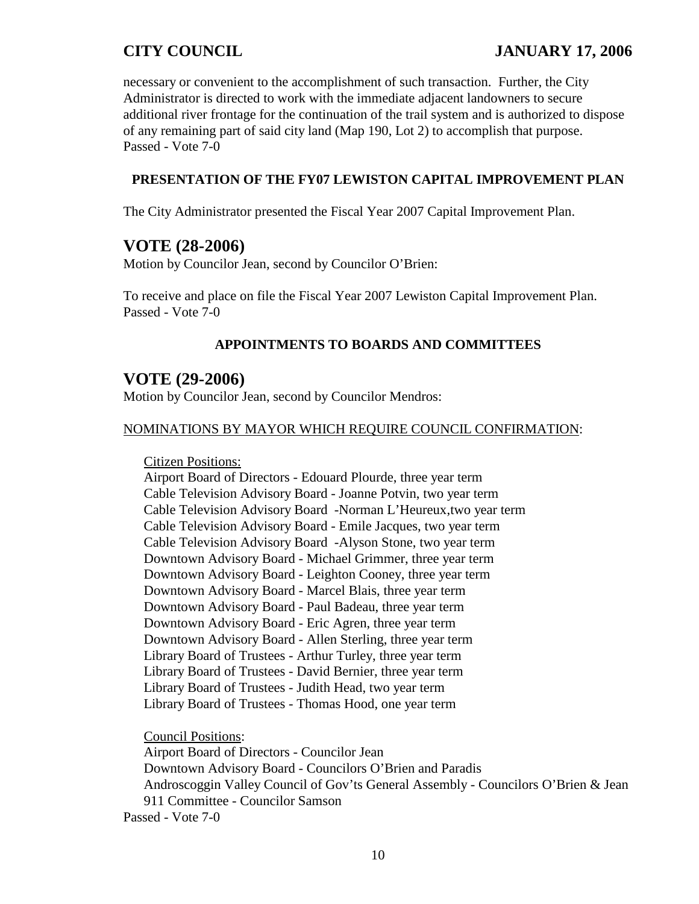necessary or convenient to the accomplishment of such transaction. Further, the City Administrator is directed to work with the immediate adjacent landowners to secure additional river frontage for the continuation of the trail system and is authorized to dispose of any remaining part of said city land (Map 190, Lot 2) to accomplish that purpose.
Passed - Vote 7-0

### PRESENTATION OF THE FY07 LEWISTON CAPITAL IMPROVEMENT PLAN

The City Administrator presented the Fiscal Year 2007 Capital Improvement Plan.

## VOTE (28-2006)

Motion by Councilor Jean, second by Councilor O'Brien:

To receive and place on file the Fiscal Year 2007 Lewiston Capital Improvement Plan.
Passed - Vote 7-0

### APPOINTMENTS TO BOARDS AND COMMITTEES

## VOTE (29-2006)

Motion by Councilor Jean, second by Councilor Mendros:

NOMINATIONS BY MAYOR WHICH REQUIRE COUNCIL CONFIRMATION:

Citizen Positions:

Airport Board of Directors - Edouard Plourde, three year term
Cable Television Advisory Board - Joanne Potvin, two year term
Cable Television Advisory Board -Norman L'Heureux,two year term
Cable Television Advisory Board - Emile Jacques, two year term
Cable Television Advisory Board -Alyson Stone, two year term
Downtown Advisory Board - Michael Grimmer, three year term
Downtown Advisory Board - Leighton Cooney, three year term
Downtown Advisory Board - Marcel Blais, three year term
Downtown Advisory Board - Paul Badeau, three year term
Downtown Advisory Board - Eric Agren, three year term
Downtown Advisory Board - Allen Sterling, three year term
Library Board of Trustees - Arthur Turley, three year term
Library Board of Trustees - David Bernier, three year term
Library Board of Trustees - Judith Head, two year term
Library Board of Trustees - Thomas Hood, one year term

Council Positions:

Airport Board of Directors - Councilor Jean
Downtown Advisory Board - Councilors O'Brien and Paradis
Androscoggin Valley Council of Gov'ts General Assembly - Councilors O'Brien & Jean
911 Committee - Councilor Samson

Passed - Vote 7-0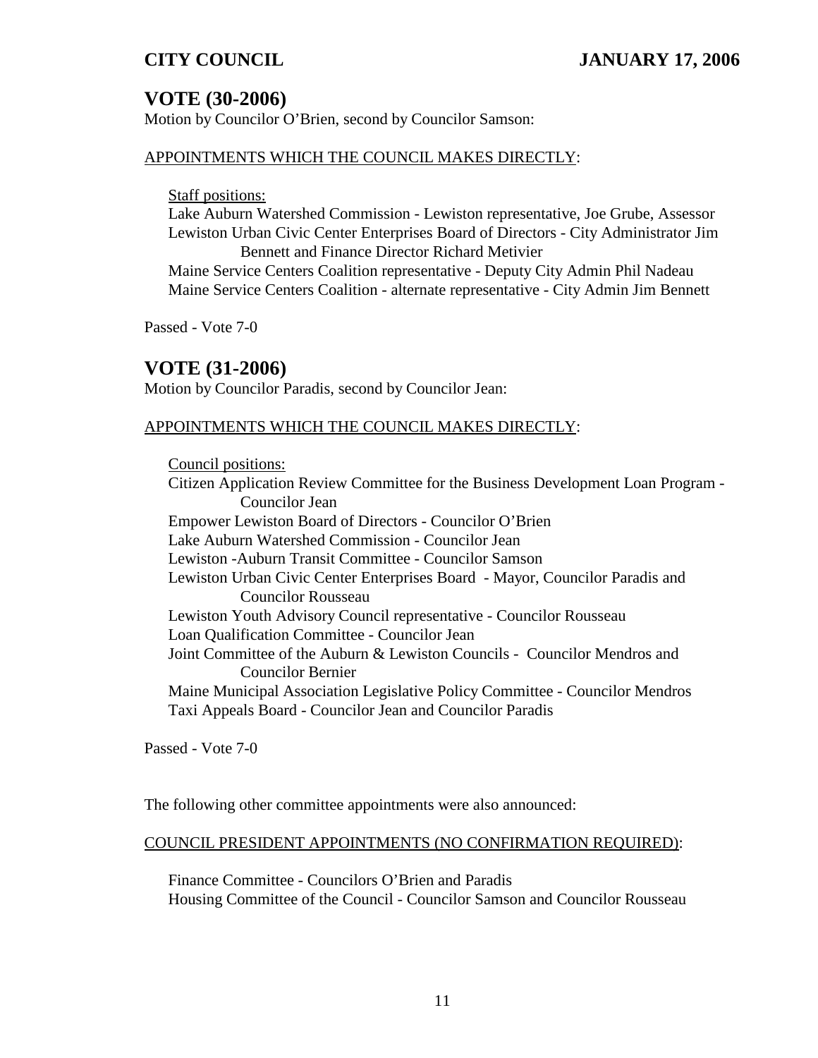## VOTE (30-2006)

Motion by Councilor O'Brien, second by Councilor Samson:

APPOINTMENTS WHICH THE COUNCIL MAKES DIRECTLY:

Staff positions:

Lake Auburn Watershed Commission - Lewiston representative, Joe Grube, Assessor
Lewiston Urban Civic Center Enterprises Board of Directors - City Administrator Jim Bennett and Finance Director Richard Metivier
Maine Service Centers Coalition representative - Deputy City Admin Phil Nadeau
Maine Service Centers Coalition - alternate representative - City Admin Jim Bennett

Passed - Vote 7-0

## VOTE (31-2006)

Motion by Councilor Paradis, second by Councilor Jean:

APPOINTMENTS WHICH THE COUNCIL MAKES DIRECTLY:

Council positions:

Citizen Application Review Committee for the Business Development Loan Program - Councilor Jean
Empower Lewiston Board of Directors - Councilor O'Brien
Lake Auburn Watershed Commission - Councilor Jean
Lewiston -Auburn Transit Committee - Councilor Samson
Lewiston Urban Civic Center Enterprises Board - Mayor, Councilor Paradis and Councilor Rousseau
Lewiston Youth Advisory Council representative - Councilor Rousseau
Loan Qualification Committee - Councilor Jean
Joint Committee of the Auburn & Lewiston Councils - Councilor Mendros and Councilor Bernier
Maine Municipal Association Legislative Policy Committee - Councilor Mendros
Taxi Appeals Board - Councilor Jean and Councilor Paradis

Passed - Vote 7-0

The following other committee appointments were also announced:

COUNCIL PRESIDENT APPOINTMENTS (NO CONFIRMATION REQUIRED):

Finance Committee - Councilors O'Brien and Paradis
Housing Committee of the Council - Councilor Samson and Councilor Rousseau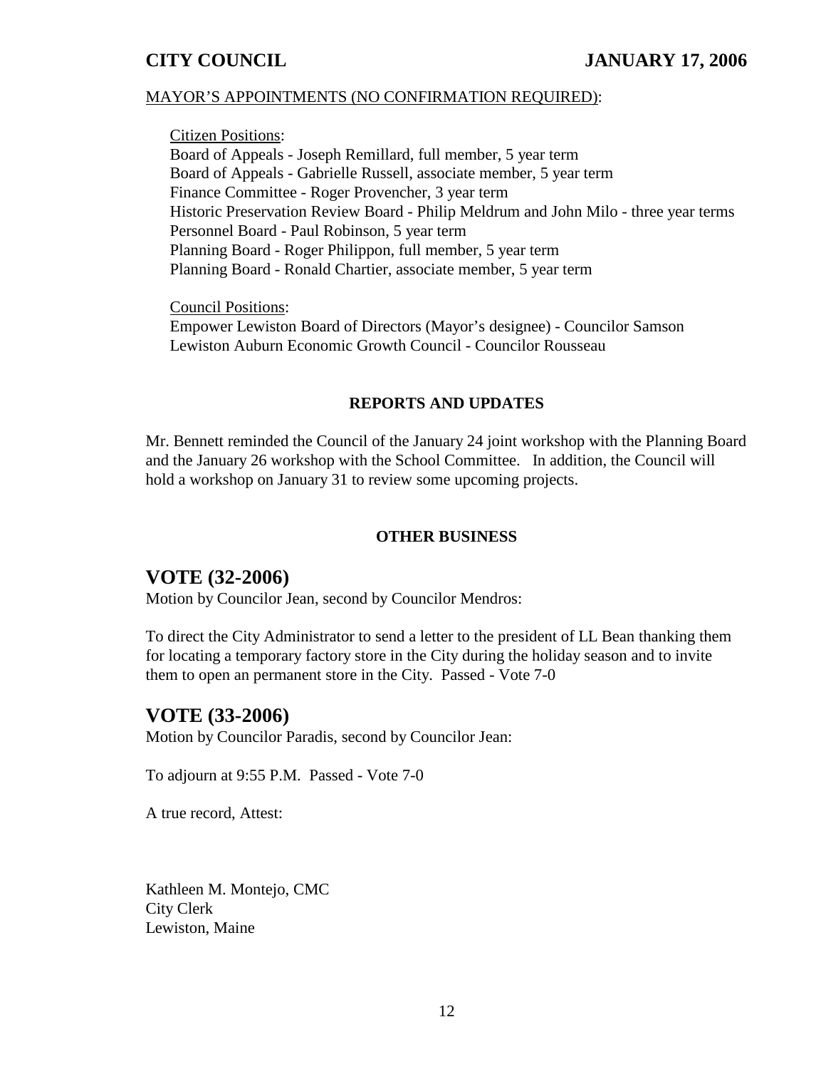MAYOR'S APPOINTMENTS (NO CONFIRMATION REQUIRED):

Citizen Positions:
Board of Appeals - Joseph Remillard, full member, 5 year term
Board of Appeals - Gabrielle Russell, associate member, 5 year term
Finance Committee - Roger Provencher, 3 year term
Historic Preservation Review Board - Philip Meldrum and John Milo - three year terms
Personnel Board - Paul Robinson, 5 year term
Planning Board - Roger Philippon, full member, 5 year term
Planning Board - Ronald Chartier, associate member, 5 year term

Council Positions:
Empower Lewiston Board of Directors (Mayor's designee) - Councilor Samson
Lewiston Auburn Economic Growth Council - Councilor Rousseau

**REPORTS AND UPDATES**

Mr. Bennett reminded the Council of the January 24 joint workshop with the Planning Board and the January 26 workshop with the School Committee. In addition, the Council will hold a workshop on January 31 to review some upcoming projects.

**OTHER BUSINESS**

## VOTE (32-2006)

Motion by Councilor Jean, second by Councilor Mendros:

To direct the City Administrator to send a letter to the president of LL Bean thanking them for locating a temporary factory store in the City during the holiday season and to invite them to open an permanent store in the City. Passed - Vote 7-0

## VOTE (33-2006)

Motion by Councilor Paradis, second by Councilor Jean:

To adjourn at 9:55 P.M. Passed - Vote 7-0

A true record, Attest:

Kathleen M. Montejo, CMC
City Clerk
Lewiston, Maine